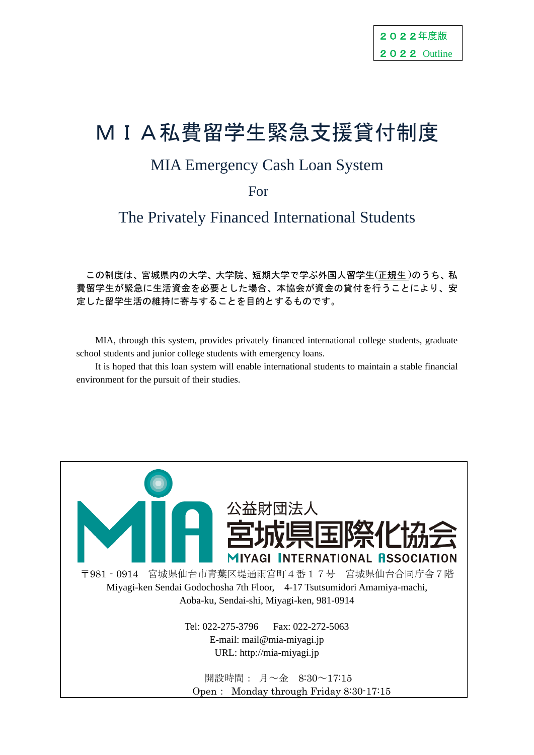２０２２年度版
２０２２ Outline

# ＭＩＡ私費留学生緊急支援貸付制度

## MIA Emergency Cash Loan System

## For

## The Privately Financed International Students

この制度は、宮城県内の大学、大学院、短期大学で学ぶ外国人留学生(正規生)のうち、私費留学生が緊急に生活資金を必要とした場合、本協会が資金の貸付を行うことにより、安定した留学生活の維持に寄与することを目的とするものです。

MIA, through this system, provides privately financed international college students, graduate school students and junior college students with emergency loans.

It is hoped that this loan system will enable international students to maintain a stable financial environment for the pursuit of their studies.

公益財団法人
宮城県国際化協会
MIYAGI INTERNATIONAL ASSOCIATION

〒981‐0914　宮城県仙台市青葉区堤通雨宮町４番１７号　宮城県仙台合同庁舎７階
Miyagi-ken Sendai Godochosha 7th Floor,　4-17 Tsutsumidori Amamiya-machi,
Aoba-ku, Sendai-shi, Miyagi-ken, 981-0914

Tel: 022-275-3796　　Fax: 022-272-5063
E-mail: mail@mia-miyagi.jp
URL: http://mia-miyagi.jp

開設時間：　月～金　8:30～17:15
Open：　Monday through Friday 8:30-17:15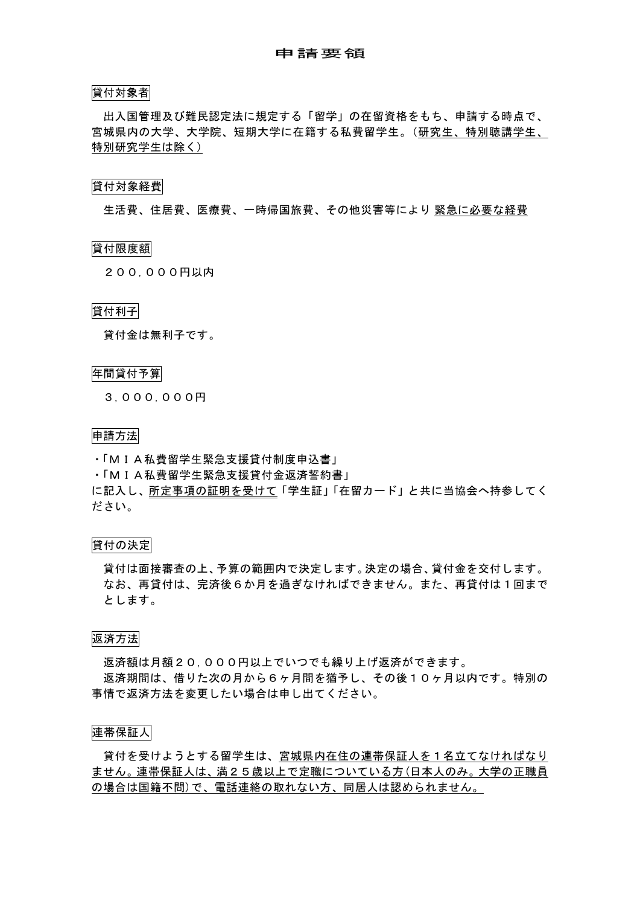# 申請要領

## 貸付対象者

出入国管理及び難民認定法に規定する「留学」の在留資格をもち、申請する時点で、宮城県内の大学、大学院、短期大学に在籍する私費留学生。（研究生、特別聴講学生、特別研究学生は除く）

## 貸付対象経費

生活費、住居費、医療費、一時帰国旅費、その他災害等により 緊急に必要な経費

## 貸付限度額

２００，０００円以内

## 貸付利子

貸付金は無利子です。

## 年間貸付予算

３，０００，０００円

## 申請方法

・「ＭＩＡ私費留学生緊急支援貸付制度申込書」
・「ＭＩＡ私費留学生緊急支援貸付金返済誓約書」
に記入し、所定事項の証明を受けて「学生証」「在留カード」と共に当協会へ持参してください。

## 貸付の決定

貸付は面接審査の上、予算の範囲内で決定します。決定の場合、貸付金を交付します。なお、再貸付は、完済後６か月を過ぎなければできません。また、再貸付は１回までとします。

## 返済方法

返済額は月額２０，０００円以上でいつでも繰り上げ返済ができます。
返済期間は、借りた次の月から６ヶ月間を猶予し、その後１０ヶ月以内です。特別の事情で返済方法を変更したい場合は申し出てください。

## 連帯保証人

貸付を受けようとする留学生は、宮城県内在住の連帯保証人を１名立てなければなりません。連帯保証人は、満２５歳以上で定職についている方(日本人のみ。大学の正職員の場合は国籍不問)で、電話連絡の取れない方、同居人は認められません。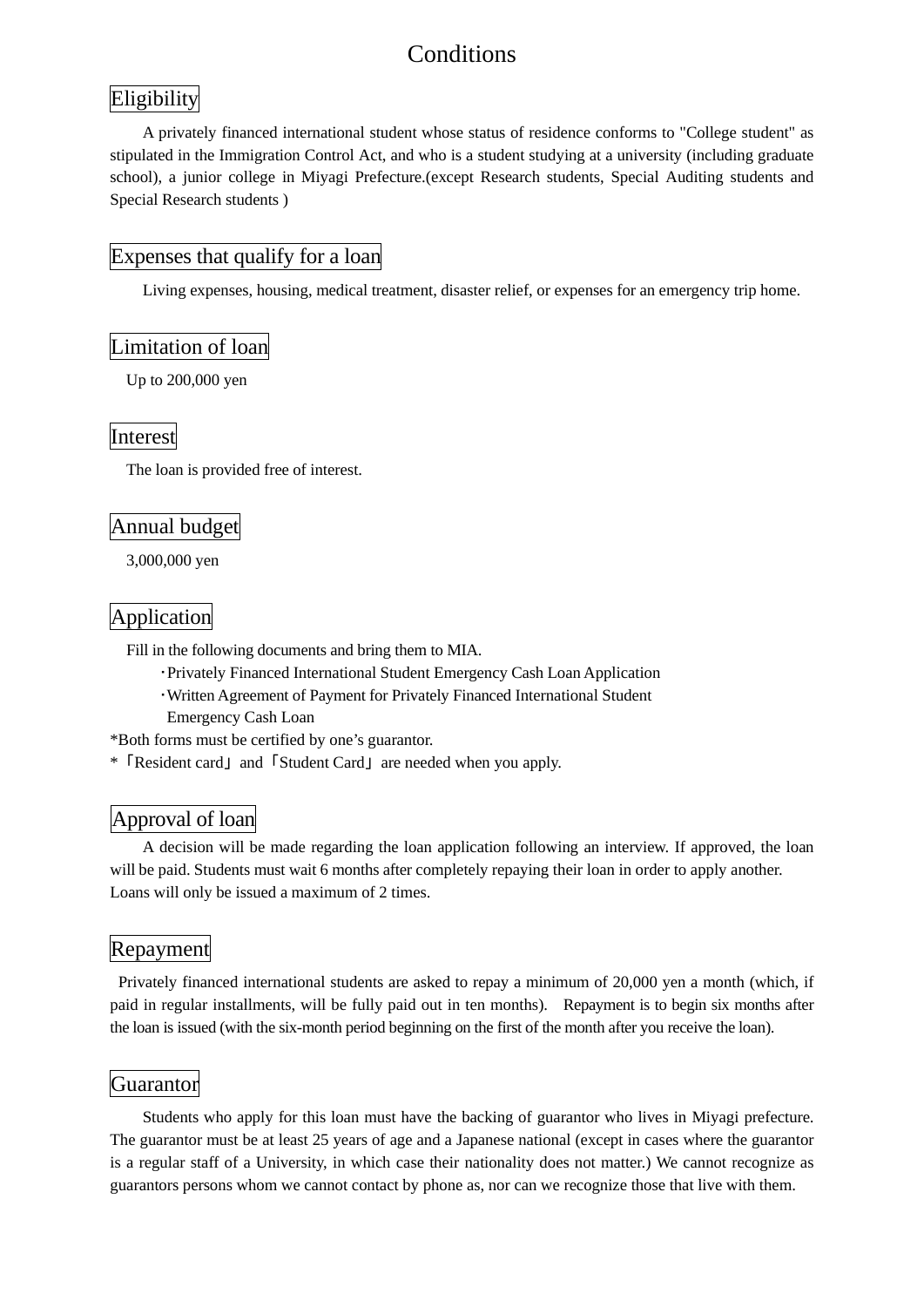# Conditions

## Eligibility

A privately financed international student whose status of residence conforms to "College student" as stipulated in the Immigration Control Act, and who is a student studying at a university (including graduate school), a junior college in Miyagi Prefecture.(except Research students, Special Auditing students and Special Research students )

## Expenses that qualify for a loan

Living expenses, housing, medical treatment, disaster relief, or expenses for an emergency trip home.

## Limitation of loan

Up to 200,000 yen

## Interest

The loan is provided free of interest.

## Annual budget

3,000,000 yen

## Application

Fill in the following documents and bring them to MIA.

- Privately Financed International Student Emergency Cash Loan Application
- Written Agreement of Payment for Privately Financed International Student Emergency Cash Loan

*Both forms must be certified by one's guarantor.

*「Resident card」 and「Student Card」 are needed when you apply.

## Approval of loan

A decision will be made regarding the loan application following an interview. If approved, the loan will be paid. Students must wait 6 months after completely repaying their loan in order to apply another. Loans will only be issued a maximum of 2 times.

## Repayment

Privately financed international students are asked to repay a minimum of 20,000 yen a month (which, if paid in regular installments, will be fully paid out in ten months). Repayment is to begin six months after the loan is issued (with the six-month period beginning on the first of the month after you receive the loan).

## Guarantor

Students who apply for this loan must have the backing of guarantor who lives in Miyagi prefecture. The guarantor must be at least 25 years of age and a Japanese national (except in cases where the guarantor is a regular staff of a University, in which case their nationality does not matter.) We cannot recognize as guarantors persons whom we cannot contact by phone as, nor can we recognize those that live with them.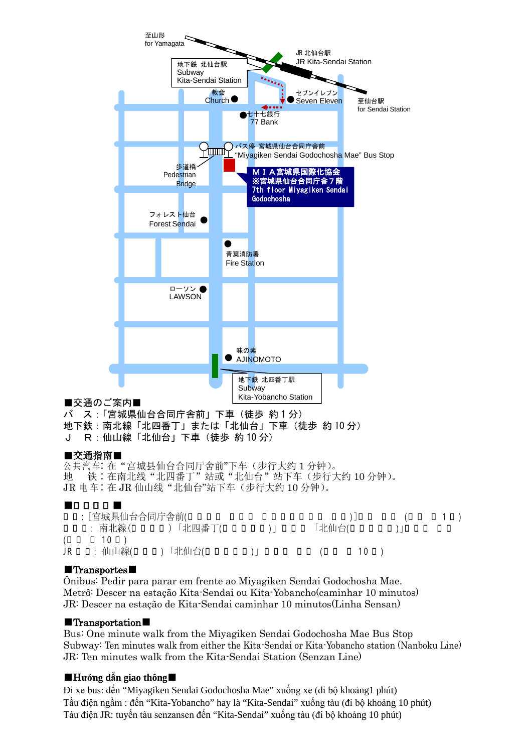至山形
for Yamagata

JR 北仙台駅
JR Kita-Sendai Station

地下鉄 北仙台駅
Subway
Kita-Sendai Station

教会
Church

セブンイレブン
Seven Eleven

至仙台駅
for Sendai Station

七十七銀行
77 Bank

バス停 宮城県仙台合同庁舎前
"Miyagiken Sendai Godochosha Mae" Bus Stop

歩道橋
Pedestrian
Bridge

ＭＩＡ宮城県国際化協会
※宮城県仙台合同庁舎７階
7th floor Miyagiken Sendai
Godochosha

フォレスト仙台
Forest Sendai

青葉消防署
Fire Station

ローソン
LAWSON

味の素
AJINOMOTO

地下鉄 北四番丁駅
Subway
Kita-Yobancho Station

**■交通のご案内■**

バ　ス：「宮城県仙台合同庁舎前」下車（徒歩 約１分）
地下鉄：南北線「北四番丁」または「北仙台」下車（徒歩 約 10 分）
Ｊ　Ｒ：仙山線「北仙台」下車（徒歩 約 10 分）

**■交通指南■**

公共汽车：在"宫城县仙台合同厅舍前"下车（步行大约 1 分钟）。
地　铁：在南北线"北四番丁"站或"北仙台"站下车（步行大约 10 分钟）。
JR 电车：在 JR 仙山线"北仙台"站下车（步行大约 10 分钟）。

**■□□□□□■**

□□:[宮城県仙台合同庁舎前(□□□□ □□□ □□□□□□□ □□)]□□ □□ (□□ □1□)
□□□: 南北線(□□□□)「北四番丁(□□□□□)」□□□ 「北仙台(□□□□□)」□□□ □□
(□□ □ 10□)
JR □□: 仙山線(□□□)「北仙台(□□□□□)」□□□ □□ (□□ □ 10□)

**■Transportes■**

Ônibus: Pedir para parar em frente ao Miyagiken Sendai Godochosha Mae.
Metrô: Descer na estação Kita-Sendai ou Kita-Yobancho(caminhar 10 minutos)
JR: Descer na estação de Kita-Sendai caminhar 10 minutos(Linha Sensan)

**■Transportation■**

Bus: One minute walk from the Miyagiken Sendai Godochosha Mae Bus Stop
Subway: Ten minutes walk from either the Kita-Sendai or Kita-Yobancho station (Nanboku Line)
JR: Ten minutes walk from the Kita-Sendai Station (Senzan Line)

**■Hướng dẫn giao thông■**

Đi xe bus: đến "Miyagiken Sendai Godochosha Mae" xuống xe (đi bộ khoảng1 phút)
Tầu điện ngầm : đến "Kita-Yobancho" hay là "Kita-Sendai" xuống tàu (đi bộ khoảng 10 phút)
Tàu điện JR: tuyến tàu senzansen đến "Kita-Sendai" xuống tàu (đi bộ khoảng 10 phút)